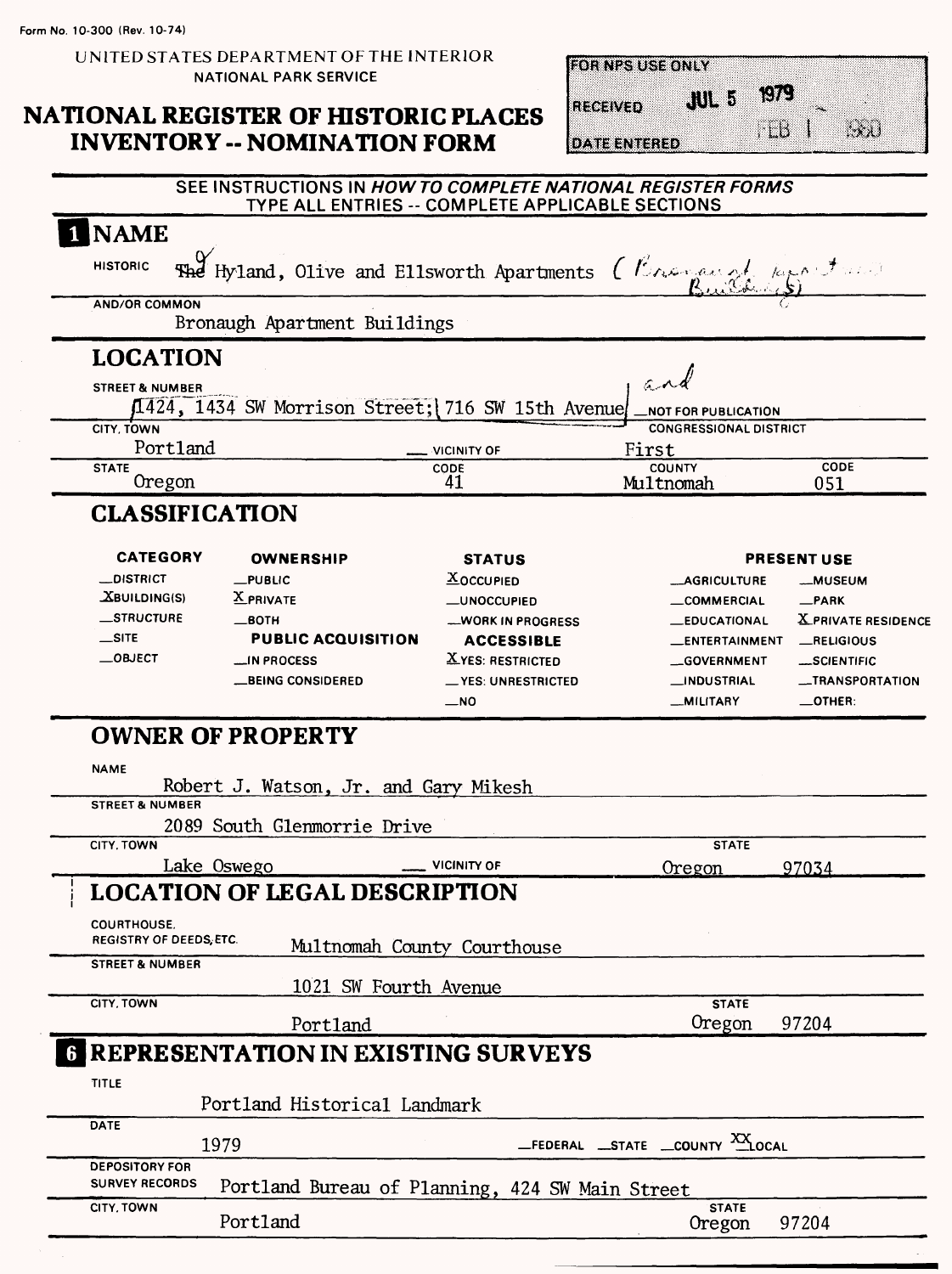Form No. 10-300 (Rev. 10-74)

UNITED STATES DEPARTMENT OF THE INTERIOR
NATIONAL PARK SERVICE

# NATIONAL REGISTER OF HISTORIC PLACES INVENTORY -- NOMINATION FORM

| FOR NPS USE ONLY | |
|---|---|
| RECEIVED | JUL 5 1979 |
| DATE ENTERED | FEB 1 1980 |

SEE INSTRUCTIONS IN *HOW TO COMPLETE NATIONAL REGISTER FORMS*
TYPE ALL ENTRIES -- COMPLETE APPLICABLE SECTIONS

## 1 NAME

HISTORIC: ~~The~~ Hyland, Olive and Ellsworth Apartments (Bronaugh Apartment Buildings)

AND/OR COMMON: Bronaugh Apartment Buildings

## 2 LOCATION

STREET & NUMBER: 1424, 1434 SW Morrison Street; and 716 SW 15th Avenue — NOT FOR PUBLICATION

CITY, TOWN: Portland — VICINITY OF

CONGRESSIONAL DISTRICT: First

STATE: Oregon — CODE: 41 — COUNTY: Multnomah — CODE: 051

## 3 CLASSIFICATION

| CATEGORY | OWNERSHIP | STATUS | PRESENT USE | |
|---|---|---|---|---|
| __DISTRICT | __PUBLIC | X OCCUPIED | __AGRICULTURE | __MUSEUM |
| X BUILDING(S) | X PRIVATE | __UNOCCUPIED | __COMMERCIAL | __PARK |
| __STRUCTURE | __BOTH | __WORK IN PROGRESS | __EDUCATIONAL | X PRIVATE RESIDENCE |
| __SITE | **PUBLIC ACQUISITION** | **ACCESSIBLE** | __ENTERTAINMENT | __RELIGIOUS |
| __OBJECT | __IN PROCESS | X YES: RESTRICTED | __GOVERNMENT | __SCIENTIFIC |
| | __BEING CONSIDERED | __YES: UNRESTRICTED | __INDUSTRIAL | __TRANSPORTATION |
| | | __NO | __MILITARY | __OTHER: |

## 4 OWNER OF PROPERTY

NAME: Robert J. Watson, Jr. and Gary Mikesh

STREET & NUMBER: 2089 South Glenmorrie Drive

CITY, TOWN: Lake Oswego — VICINITY OF — STATE: Oregon 97034

## 5 LOCATION OF LEGAL DESCRIPTION

COURTHOUSE, REGISTRY OF DEEDS, ETC.: Multnomah County Courthouse

STREET & NUMBER: 1021 SW Fourth Avenue

CITY, TOWN: Portland — STATE: Oregon 97204

## 6 REPRESENTATION IN EXISTING SURVEYS

TITLE: Portland Historical Landmark

DATE: 1979 — __FEDERAL __STATE __COUNTY XX LOCAL

DEPOSITORY FOR SURVEY RECORDS: Portland Bureau of Planning, 424 SW Main Street

CITY, TOWN: Portland — STATE: Oregon 97204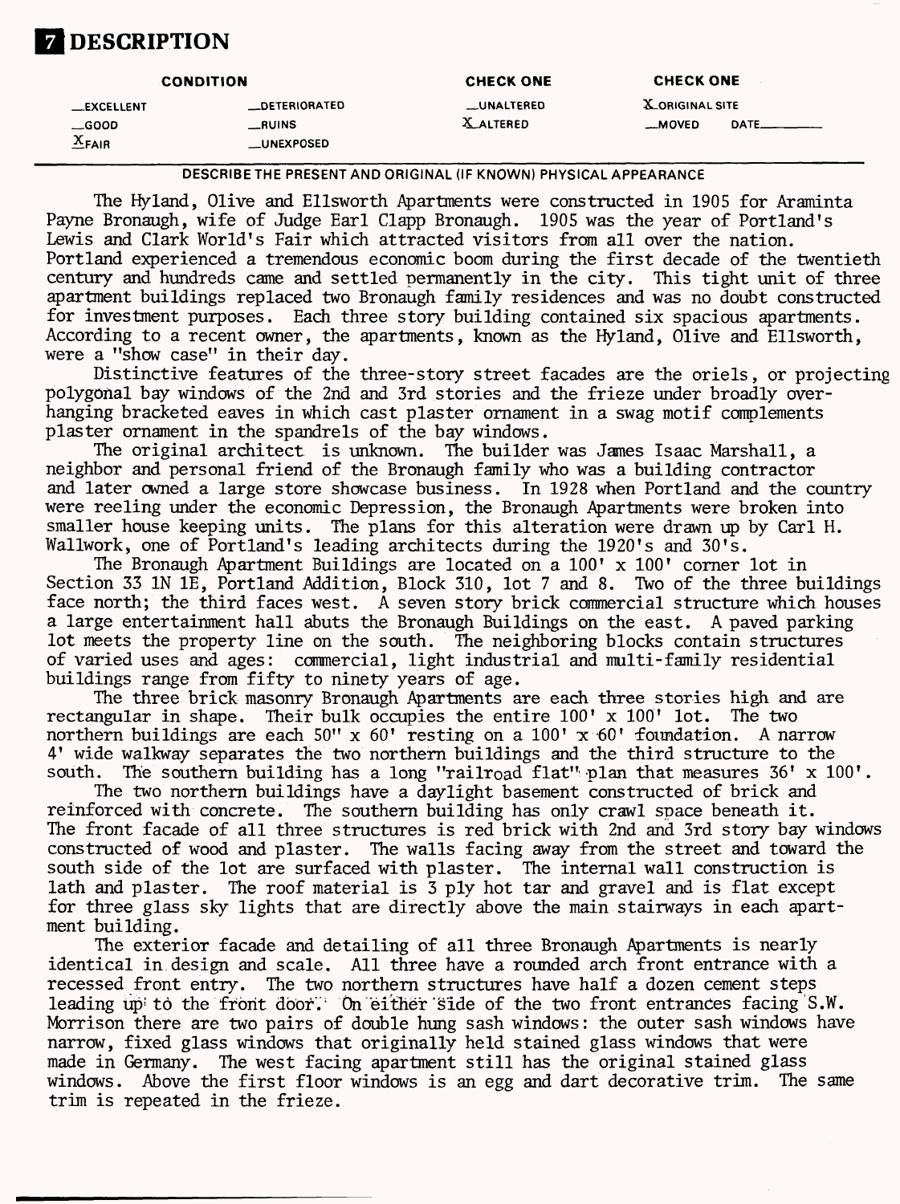# 7 DESCRIPTION

| CONDITION | | CHECK ONE | CHECK ONE |
|---|---|---|---|
| __EXCELLENT | __DETERIORATED | __UNALTERED | X ORIGINAL SITE |
| __GOOD | __RUINS | X ALTERED | __MOVED DATE______ |
| X FAIR | __UNEXPOSED | | |

DESCRIBE THE PRESENT AND ORIGINAL (IF KNOWN) PHYSICAL APPEARANCE

The Hyland, Olive and Ellsworth Apartments were constructed in 1905 for Araminta Payne Bronaugh, wife of Judge Earl Clapp Bronaugh. 1905 was the year of Portland's Lewis and Clark World's Fair which attracted visitors from all over the nation. Portland experienced a tremendous economic boom during the first decade of the twentieth century and hundreds came and settled permanently in the city. This tight unit of three apartment buildings replaced two Bronaugh family residences and was no doubt constructed for investment purposes. Each three story building contained six spacious apartments. According to a recent owner, the apartments, known as the Hyland, Olive and Ellsworth, were a "show case" in their day.

Distinctive features of the three-story street facades are the oriels, or projecting polygonal bay windows of the 2nd and 3rd stories and the frieze under broadly overhanging bracketed eaves in which cast plaster ornament in a swag motif complements plaster ornament in the spandrels of the bay windows.

The original architect is unknown. The builder was James Isaac Marshall, a neighbor and personal friend of the Bronaugh family who was a building contractor and later owned a large store showcase business. In 1928 when Portland and the country were reeling under the economic Depression, the Bronaugh Apartments were broken into smaller house keeping units. The plans for this alteration were drawn up by Carl H. Wallwork, one of Portland's leading architects during the 1920's and 30's.

The Bronaugh Apartment Buildings are located on a 100' x 100' corner lot in Section 33 1N 1E, Portland Addition, Block 310, lot 7 and 8. Two of the three buildings face north; the third faces west. A seven story brick commercial structure which houses a large entertainment hall abuts the Bronaugh Buildings on the east. A paved parking lot meets the property line on the south. The neighboring blocks contain structures of varied uses and ages: commercial, light industrial and multi-family residential buildings range from fifty to ninety years of age.

The three brick masonry Bronaugh Apartments are each three stories high and are rectangular in shape. Their bulk occupies the entire 100' x 100' lot. The two northern buildings are each 50" x 60' resting on a 100' x 60' foundation. A narrow 4' wide walkway separates the two northern buildings and the third structure to the south. The southern building has a long "railroad flat" plan that measures 36' x 100'.

The two northern buildings have a daylight basement constructed of brick and reinforced with concrete. The southern building has only crawl space beneath it. The front facade of all three structures is red brick with 2nd and 3rd story bay windows constructed of wood and plaster. The walls facing away from the street and toward the south side of the lot are surfaced with plaster. The internal wall construction is lath and plaster. The roof material is 3 ply hot tar and gravel and is flat except for three glass sky lights that are directly above the main stairways in each apartment building.

The exterior facade and detailing of all three Bronaugh Apartments is nearly identical in design and scale. All three have a rounded arch front entrance with a recessed front entry. The two northern structures have half a dozen cement steps leading up to the front door. On either side of the two front entrances facing S.W. Morrison there are two pairs of double hung sash windows: the outer sash windows have narrow, fixed glass windows that originally held stained glass windows that were made in Germany. The west facing apartment still has the original stained glass windows. Above the first floor windows is an egg and dart decorative trim. The same trim is repeated in the frieze.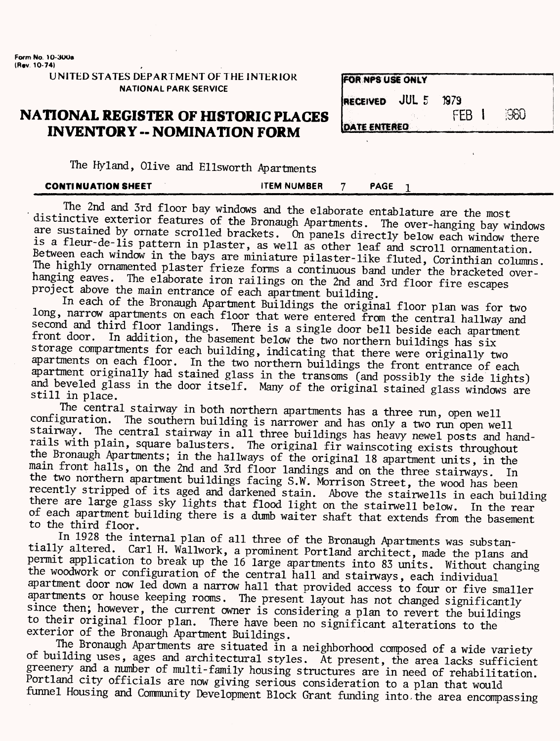Form No. 10-300a
(Rev. 10-74)

UNITED STATES DEPARTMENT OF THE INTERIOR
NATIONAL PARK SERVICE

# NATIONAL REGISTER OF HISTORIC PLACES INVENTORY -- NOMINATION FORM

| FOR NPS USE ONLY | |
|---|---|
| RECEIVED | JUL 5 1979 |
| DATE ENTERED | FEB 1 1980 |

The Hyland, Olive and Ellsworth Apartments

**CONTINUATION SHEET** **ITEM NUMBER** 7 **PAGE** 1

The 2nd and 3rd floor bay windows and the elaborate entablature are the most distinctive exterior features of the Bronaugh Apartments. The over-hanging bay windows are sustained by ornate scrolled brackets. On panels directly below each window there is a fleur-de-lis pattern in plaster, as well as other leaf and scroll ornamentation. Between each window in the bays are miniature pilaster-like fluted, Corinthian columns. The highly ornamented plaster frieze forms a continuous band under the bracketed over-hanging eaves. The elaborate iron railings on the 2nd and 3rd floor fire escapes project above the main entrance of each apartment building.

In each of the Bronaugh Apartment Buildings the original floor plan was for two long, narrow apartments on each floor that were entered from the central hallway and second and third floor landings. There is a single door bell beside each apartment front door. In addition, the basement below the two northern buildings has six storage compartments for each building, indicating that there were originally two apartments on each floor. In the two northern buildings the front entrance of each apartment originally had stained glass in the transoms (and possibly the side lights) and beveled glass in the door itself. Many of the original stained glass windows are still in place.

The central stairway in both northern apartments has a three run, open well configuration. The southern building is narrower and has only a two run open well stairway. The central stairway in all three buildings has heavy newel posts and hand-rails with plain, square balusters. The original fir wainscoting exists throughout the Bronaugh Apartments; in the hallways of the original 18 apartment units, in the main front halls, on the 2nd and 3rd floor landings and on the three stairways. In the two northern apartment buildings facing S.W. Morrison Street, the wood has been recently stripped of its aged and darkened stain. Above the stairwells in each building there are large glass sky lights that flood light on the stairwell below. In the rear of each apartment building there is a dumb waiter shaft that extends from the basement to the third floor.

In 1928 the internal plan of all three of the Bronaugh Apartments was substantially altered. Carl H. Wallwork, a prominent Portland architect, made the plans and permit application to break up the 16 large apartments into 83 units. Without changing the woodwork or configuration of the central hall and stairways, each individual apartment door now led down a narrow hall that provided access to four or five smaller apartments or house keeping rooms. The present layout has not changed significantly since then; however, the current owner is considering a plan to revert the buildings to their original floor plan. There have been no significant alterations to the exterior of the Bronaugh Apartment Buildings.

The Bronaugh Apartments are situated in a neighborhood composed of a wide variety of building uses, ages and architectural styles. At present, the area lacks sufficient greenery and a number of multi-family housing structures are in need of rehabilitation. Portland city officials are now giving serious consideration to a plan that would funnel Housing and Community Development Block Grant funding into the area encompassing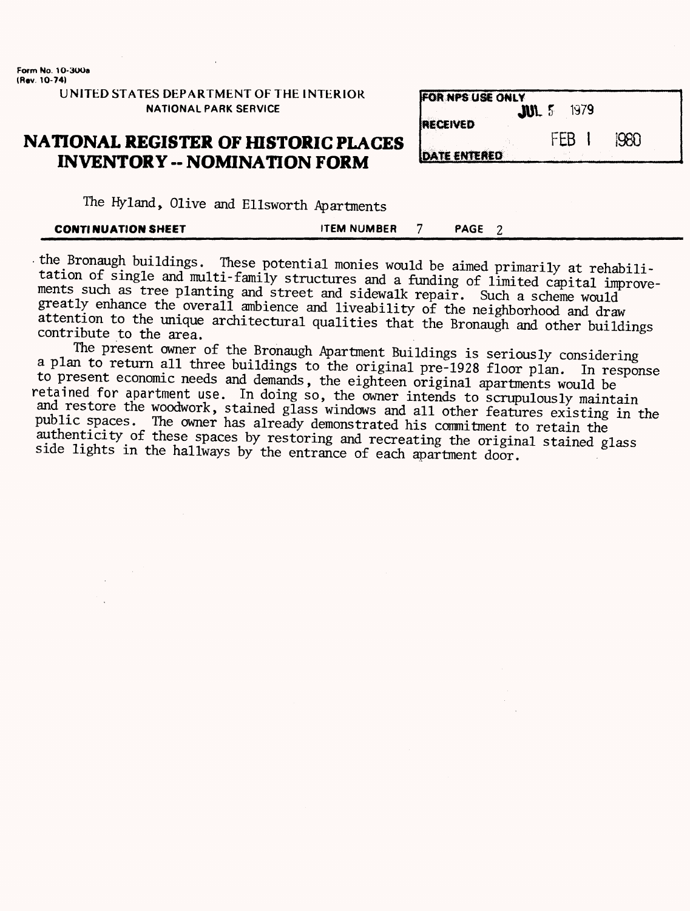Form No. 10-300a
(Rev. 10-74)

UNITED STATES DEPARTMENT OF THE INTERIOR
NATIONAL PARK SERVICE

# NATIONAL REGISTER OF HISTORIC PLACES INVENTORY -- NOMINATION FORM

| FOR NPS USE ONLY | |
|---|---|
| RECEIVED | JUL 5 1979 |
| DATE ENTERED | FEB 1 1980 |

The Hyland, Olive and Ellsworth Apartments

**CONTINUATION SHEET** ITEM NUMBER 7 PAGE 2

the Bronaugh buildings. These potential monies would be aimed primarily at rehabilitation of single and multi-family structures and a funding of limited capital improvements such as tree planting and street and sidewalk repair. Such a scheme would greatly enhance the overall ambience and liveability of the neighborhood and draw attention to the unique architectural qualities that the Bronaugh and other buildings contribute to the area.

The present owner of the Bronaugh Apartment Buildings is seriously considering a plan to return all three buildings to the original pre-1928 floor plan. In response to present economic needs and demands, the eighteen original apartments would be retained for apartment use. In doing so, the owner intends to scrupulously maintain and restore the woodwork, stained glass windows and all other features existing in the public spaces. The owner has already demonstrated his commitment to retain the authenticity of these spaces by restoring and recreating the original stained glass side lights in the hallways by the entrance of each apartment door.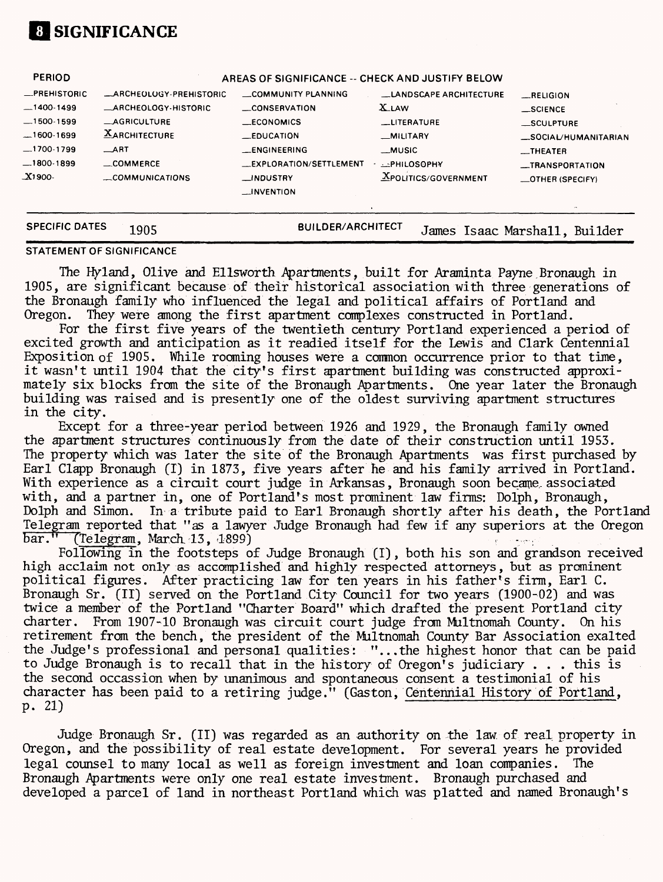# 8 SIGNIFICANCE

| PERIOD | AREAS OF SIGNIFICANCE -- CHECK AND JUSTIFY BELOW | | | |
|---|---|---|---|---|
| __PREHISTORIC | __ARCHEOLOGY-PREHISTORIC | __COMMUNITY PLANNING | __LANDSCAPE ARCHITECTURE | __RELIGION |
| __1400-1499 | __ARCHEOLOGY-HISTORIC | __CONSERVATION | X LAW | __SCIENCE |
| __1500-1599 | __AGRICULTURE | __ECONOMICS | __LITERATURE | __SCULPTURE |
| __1600-1699 | X ARCHITECTURE | __EDUCATION | __MILITARY | __SOCIAL/HUMANITARIAN |
| __1700-1799 | __ART | __ENGINEERING | __MUSIC | __THEATER |
| __1800-1899 | __COMMERCE | __EXPLORATION/SETTLEMENT | __PHILOSOPHY | __TRANSPORTATION |
| X 1900- | __COMMUNICATIONS | __INDUSTRY | X POLITICS/GOVERNMENT | __OTHER (SPECIFY) |
| | | __INVENTION | | |

**SPECIFIC DATES** 1905 **BUILDER/ARCHITECT** James Isaac Marshall, Builder

**STATEMENT OF SIGNIFICANCE**

The Hyland, Olive and Ellsworth Apartments, built for Araminta Payne Bronaugh in 1905, are significant because of their historical association with three generations of the Bronaugh family who influenced the legal and political affairs of Portland and Oregon. They were among the first apartment complexes constructed in Portland.

For the first five years of the twentieth century Portland experienced a period of excited growth and anticipation as it readied itself for the Lewis and Clark Centennial Exposition of 1905. While rooming houses were a common occurrence prior to that time, it wasn't until 1904 that the city's first apartment building was constructed approximately six blocks from the site of the Bronaugh Apartments. One year later the Bronaugh building was raised and is presently one of the oldest surviving apartment structures in the city.

Except for a three-year period between 1926 and 1929, the Bronaugh family owned the apartment structures continuously from the date of their construction until 1953. The property which was later the site of the Bronaugh Apartments was first purchased by Earl Clapp Bronaugh (I) in 1873, five years after he and his family arrived in Portland. With experience as a circuit court judge in Arkansas, Bronaugh soon became associated with, and a partner in, one of Portland's most prominent law firms: Dolph, Bronaugh, Dolph and Simon. In a tribute paid to Earl Bronaugh shortly after his death, the Portland Telegram reported that "as a lawyer Judge Bronaugh had few if any superiors at the Oregon bar." (Telegram, March 13, 1899)

Following in the footsteps of Judge Bronaugh (I), both his son and grandson received high acclaim not only as accomplished and highly respected attorneys, but as prominent political figures. After practicing law for ten years in his father's firm, Earl C. Bronaugh Sr. (II) served on the Portland City Council for two years (1900-02) and was twice a member of the Portland "Charter Board" which drafted the present Portland city charter. From 1907-10 Bronaugh was circuit court judge from Multnomah County. On his retirement from the bench, the president of the Multnomah County Bar Association exalted the Judge's professional and personal qualities: "...the highest honor that can be paid to Judge Bronaugh is to recall that in the history of Oregon's judiciary . . . this is the second occassion when by unanimous and spontaneous consent a testimonial of his character has been paid to a retiring judge." (Gaston, Centennial History of Portland, p. 21)

Judge Bronaugh Sr. (II) was regarded as an authority on the law of real property in Oregon, and the possibility of real estate development. For several years he provided legal counsel to many local as well as foreign investment and loan companies. The Bronaugh Apartments were only one real estate investment. Bronaugh purchased and developed a parcel of land in northeast Portland which was platted and named Bronaugh's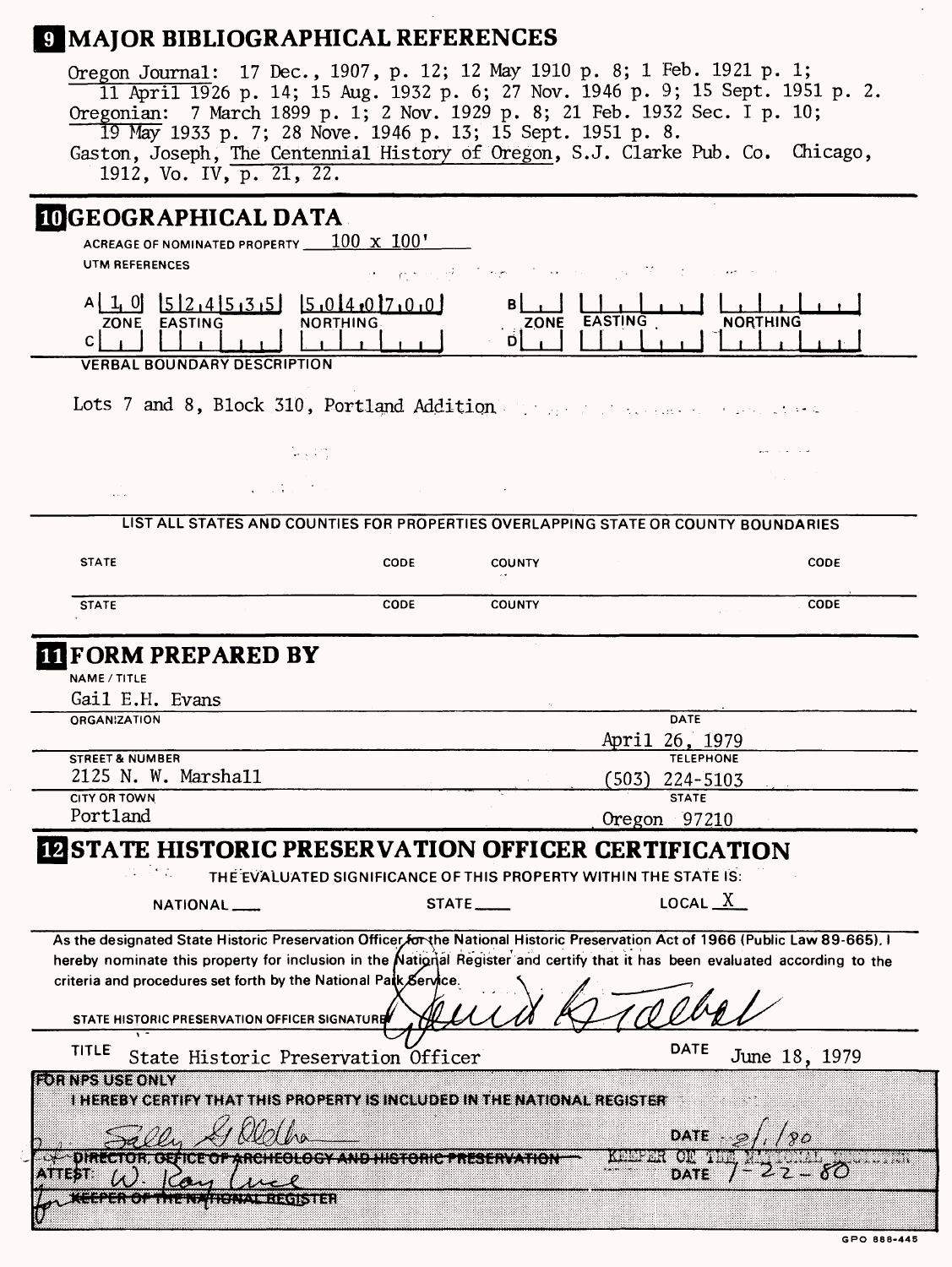## 9 MAJOR BIBLIOGRAPHICAL REFERENCES

Oregon Journal: 17 Dec., 1907, p. 12; 12 May 1910 p. 8; 1 Feb. 1921 p. 1; 11 April 1926 p. 14; 15 Aug. 1932 p. 6; 27 Nov. 1946 p. 9; 15 Sept. 1951 p. 2.
Oregonian: 7 March 1899 p. 1; 2 Nov. 1929 p. 8; 21 Feb. 1932 Sec. I p. 10; 19 May 1933 p. 7; 28 Nove. 1946 p. 13; 15 Sept. 1951 p. 8.
Gaston, Joseph, The Centennial History of Oregon, S.J. Clarke Pub. Co. Chicago, 1912, Vo. IV, p. 21, 22.

## 10 GEOGRAPHICAL DATA

ACREAGE OF NOMINATED PROPERTY 100 x 100'

UTM REFERENCES

| | ZONE | EASTING | NORTHING | | ZONE | EASTING | NORTHING |
|---|---|---|---|---|---|---|---|
| A | 1 0 | 5 2 4 5 3 5 | 5 0 4 0 7 0 0 | B | | | |
| C | | | | D | | | |

VERBAL BOUNDARY DESCRIPTION

Lots 7 and 8, Block 310, Portland Addition

LIST ALL STATES AND COUNTIES FOR PROPERTIES OVERLAPPING STATE OR COUNTY BOUNDARIES

| STATE | CODE | COUNTY | CODE |
|---|---|---|---|
| STATE | CODE | COUNTY | CODE |

## 11 FORM PREPARED BY

NAME / TITLE
Gail E.H. Evans

ORGANIZATION | DATE
April 26, 1979

STREET & NUMBER
2125 N. W. Marshall

TELEPHONE
(503) 224-5103

CITY OR TOWN
Portland

STATE
Oregon 97210

## 12 STATE HISTORIC PRESERVATION OFFICER CERTIFICATION

THE EVALUATED SIGNIFICANCE OF THIS PROPERTY WITHIN THE STATE IS:

NATIONAL ___ STATE ___ LOCAL X

As the designated State Historic Preservation Officer for the National Historic Preservation Act of 1966 (Public Law 89-665), I hereby nominate this property for inclusion in the National Register and certify that it has been evaluated according to the criteria and procedures set forth by the National Park Service.

STATE HISTORIC PRESERVATION OFFICER SIGNATURE David Talbot

TITLE State Historic Preservation Officer DATE June 18, 1979

**FOR NPS USE ONLY**

I HEREBY CERTIFY THAT THIS PROPERTY IS INCLUDED IN THE NATIONAL REGISTER

Sally G. Oldham DATE 2/1/80

~~DIRECTOR, OFFICE OF ARCHEOLOGY AND HISTORIC PRESERVATION~~ KEEPER OF THE NATIONAL REGISTER

ATTEST: W. Ray Luce DATE 1-22-80

for ~~KEEPER OF THE NATIONAL REGISTER~~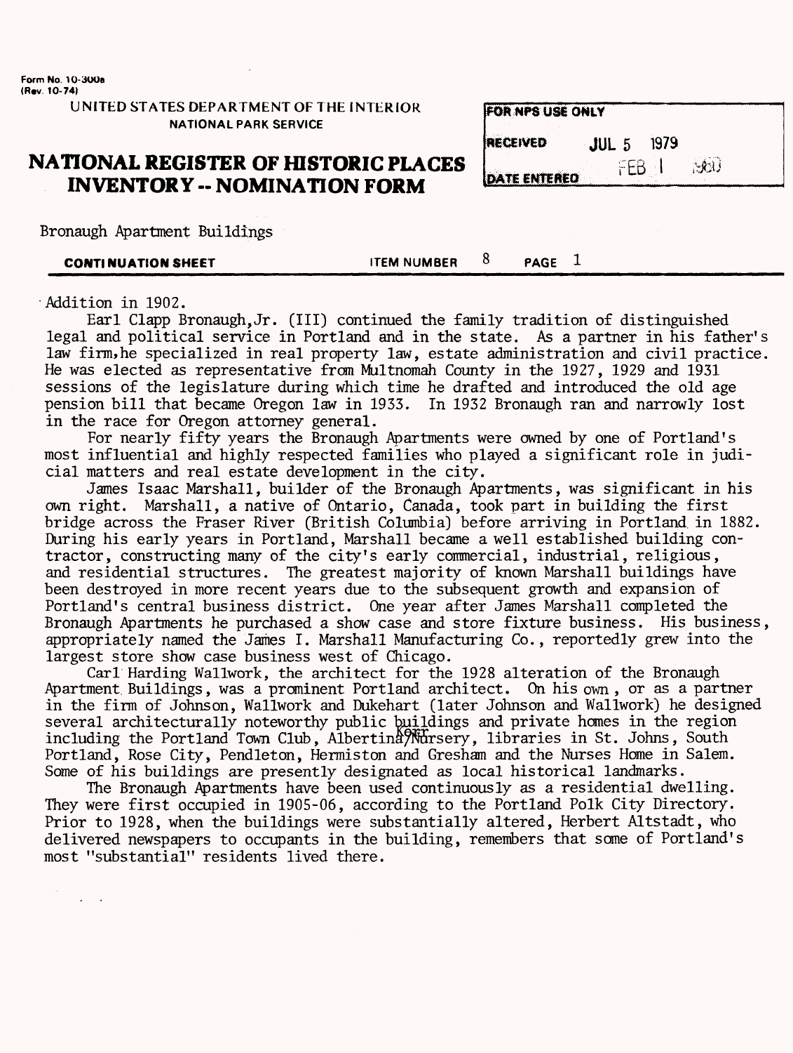Form No. 10-300a
(Rev. 10-74)

UNITED STATES DEPARTMENT OF THE INTERIOR
NATIONAL PARK SERVICE

# NATIONAL REGISTER OF HISTORIC PLACES INVENTORY -- NOMINATION FORM

| FOR NPS USE ONLY | |
|---|---|
| RECEIVED | JUL 5 1979 |
| DATE ENTERED | FEB 1 1980 |

Bronaugh Apartment Buildings

**CONTINUATION SHEET** ITEM NUMBER 8 PAGE 1

Addition in 1902.

Earl Clapp Bronaugh,Jr. (III) continued the family tradition of distinguished legal and political service in Portland and in the state. As a partner in his father's law firm,he specialized in real property law, estate administration and civil practice. He was elected as representative from Multnomah County in the 1927, 1929 and 1931 sessions of the legislature during which time he drafted and introduced the old age pension bill that became Oregon law in 1933. In 1932 Bronaugh ran and narrowly lost in the race for Oregon attorney general.

For nearly fifty years the Bronaugh Apartments were owned by one of Portland's most influential and highly respected families who played a significant role in judicial matters and real estate development in the city.

James Isaac Marshall, builder of the Bronaugh Apartments, was significant in his own right. Marshall, a native of Ontario, Canada, took part in building the first bridge across the Fraser River (British Columbia) before arriving in Portland in 1882. During his early years in Portland, Marshall became a well established building contractor, constructing many of the city's early commercial, industrial, religious, and residential structures. The greatest majority of known Marshall buildings have been destroyed in more recent years due to the subsequent growth and expansion of Portland's central business district. One year after James Marshall completed the Bronaugh Apartments he purchased a show case and store fixture business. His business, appropriately named the James I. Marshall Manufacturing Co., reportedly grew into the largest store show case business west of Chicago.

Carl Harding Wallwork, the architect for the 1928 alteration of the Bronaugh Apartment Buildings, was a prominent Portland architect. On his own, or as a partner in the firm of Johnson, Wallwork and Dukehart (later Johnson and Wallwork) he designed several architecturally noteworthy public buildings and private homes in the region including the Portland Town Club, Albertina Kerr Nursery, libraries in St. Johns, South Portland, Rose City, Pendleton, Hermiston and Gresham and the Nurses Home in Salem. Some of his buildings are presently designated as local historical landmarks.

The Bronaugh Apartments have been used continuously as a residential dwelling. They were first occupied in 1905-06, according to the Portland Polk City Directory. Prior to 1928, when the buildings were substantially altered, Herbert Altstadt, who delivered newspapers to occupants in the building, remembers that some of Portland's most "substantial" residents lived there.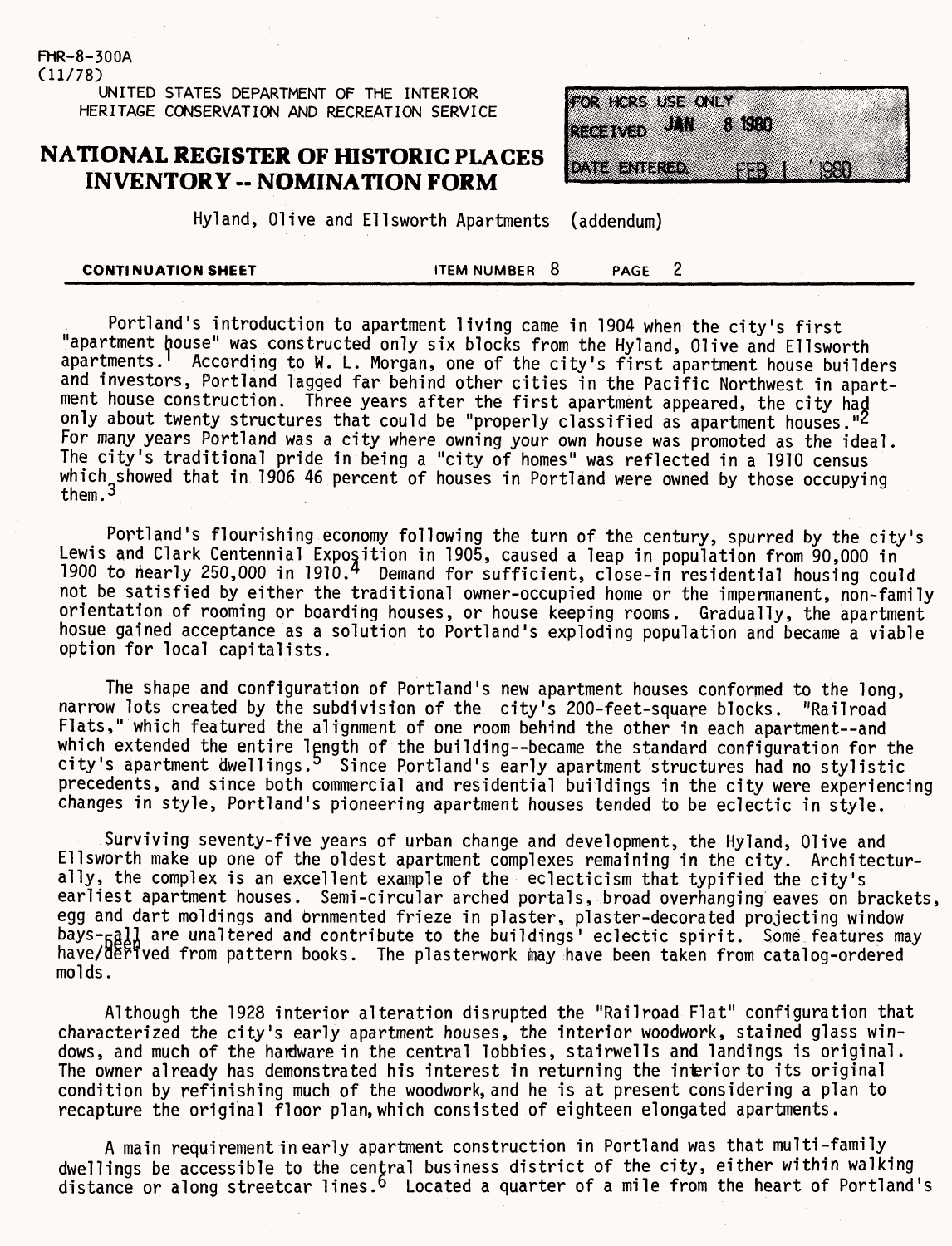FHR-8-300A
(11/78)

UNITED STATES DEPARTMENT OF THE INTERIOR
HERITAGE CONSERVATION AND RECREATION SERVICE

# NATIONAL REGISTER OF HISTORIC PLACES INVENTORY -- NOMINATION FORM

FOR HCRS USE ONLY
RECEIVED JAN 8 1980
DATE ENTERED FEB 1 1980

Hyland, Olive and Ellsworth Apartments (addendum)

**CONTINUATION SHEET** ITEM NUMBER 8 PAGE 2

Portland's introduction to apartment living came in 1904 when the city's first "apartment house" was constructed only six blocks from the Hyland, Olive and Ellsworth apartments.[1] According to W. L. Morgan, one of the city's first apartment house builders and investors, Portland lagged far behind other cities in the Pacific Northwest in apartment house construction. Three years after the first apartment appeared, the city had only about twenty structures that could be "properly classified as apartment houses."[2] For many years Portland was a city where owning your own house was promoted as the ideal. The city's traditional pride in being a "city of homes" was reflected in a 1910 census which showed that in 1906 46 percent of houses in Portland were owned by those occupying them.[3]

Portland's flourishing economy following the turn of the century, spurred by the city's Lewis and Clark Centennial Exposition in 1905, caused a leap in population from 90,000 in 1900 to nearly 250,000 in 1910.[4] Demand for sufficient, close-in residential housing could not be satisfied by either the traditional owner-occupied home or the impermanent, non-family orientation of rooming or boarding houses, or house keeping rooms. Gradually, the apartment hosue gained acceptance as a solution to Portland's exploding population and became a viable option for local capitalists.

The shape and configuration of Portland's new apartment houses conformed to the long, narrow lots created by the subdivision of the city's 200-feet-square blocks. "Railroad Flats," which featured the alignment of one room behind the other in each apartment--and which extended the entire length of the building--became the standard configuration for the city's apartment dwellings.[5] Since Portland's early apartment structures had no stylistic precedents, and since both commercial and residential buildings in the city were experiencing changes in style, Portland's pioneering apartment houses tended to be eclectic in style.

Surviving seventy-five years of urban change and development, the Hyland, Olive and Ellsworth make up one of the oldest apartment complexes remaining in the city. Architecturally, the complex is an excellent example of the eclecticism that typified the city's earliest apartment houses. Semi-circular arched portals, broad overhanging eaves on brackets, egg and dart moldings and ornmented frieze in plaster, plaster-decorated projecting window bays--all are unaltered and contribute to the buildings' eclectic spirit. Some features may have been derived from pattern books. The plasterwork may have been taken from catalog-ordered molds.

Although the 1928 interior alteration disrupted the "Railroad Flat" configuration that characterized the city's early apartment houses, the interior woodwork, stained glass windows, and much of the hardware in the central lobbies, stairwells and landings is original. The owner already has demonstrated his interest in returning the interior to its original condition by refinishing much of the woodwork, and he is at present considering a plan to recapture the original floor plan, which consisted of eighteen elongated apartments.

A main requirement in early apartment construction in Portland was that multi-family dwellings be accessible to the central business district of the city, either within walking distance or along streetcar lines.[6] Located a quarter of a mile from the heart of Portland's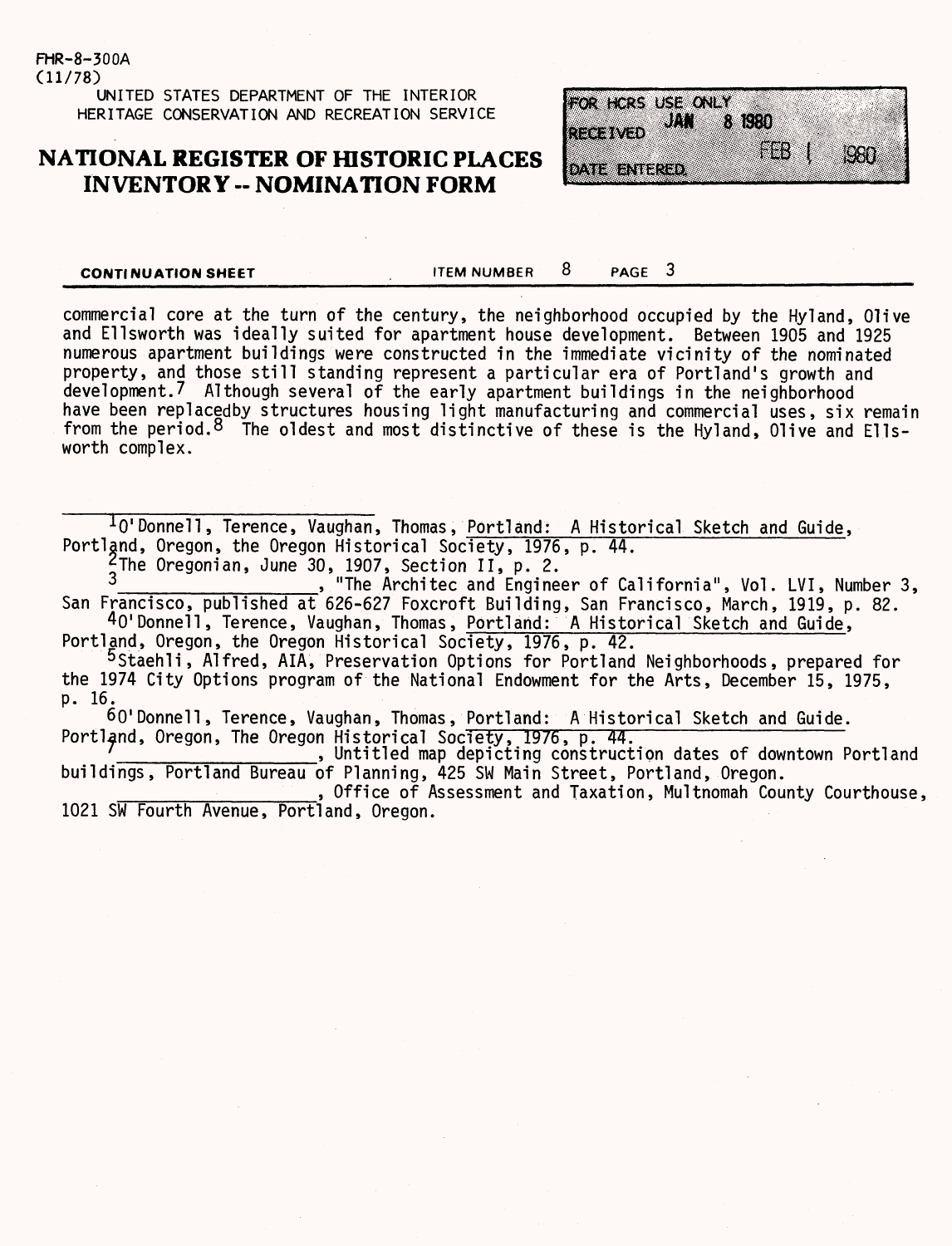FHR-8-300A
(11/78)

UNITED STATES DEPARTMENT OF THE INTERIOR
HERITAGE CONSERVATION AND RECREATION SERVICE

# NATIONAL REGISTER OF HISTORIC PLACES INVENTORY -- NOMINATION FORM

FOR HCRS USE ONLY
RECEIVED JAN 8 1980
DATE ENTERED FEB 1 1980

**CONTINUATION SHEET** ITEM NUMBER 8 PAGE 3

commercial core at the turn of the century, the neighborhood occupied by the Hyland, Olive and Ellsworth was ideally suited for apartment house development. Between 1905 and 1925 numerous apartment buildings were constructed in the immediate vicinity of the nominated property, and those still standing represent a particular era of Portland's growth and development.[7] Although several of the early apartment buildings in the neighborhood have been replacedby structures housing light manufacturing and commercial uses, six remain from the period.[8] The oldest and most distinctive of these is the Hyland, Olive and Ellsworth complex.

---

[1] O'Donnell, Terence, Vaughan, Thomas, Portland: A Historical Sketch and Guide, Portland, Oregon, the Oregon Historical Society, 1976, p. 44.

[2] The Oregonian, June 30, 1907, Section II, p. 2.

[3] ____________________, "The Architec and Engineer of California", Vol. LVI, Number 3, San Francisco, published at 626-627 Foxcroft Building, San Francisco, March, 1919, p. 82.

[4] O'Donnell, Terence, Vaughan, Thomas, Portland: A Historical Sketch and Guide, Portland, Oregon, the Oregon Historical Society, 1976, p. 42.

[5] Staehli, Alfred, AIA, Preservation Options for Portland Neighborhoods, prepared for the 1974 City Options program of the National Endowment for the Arts, December 15, 1975, p. 16.

[6] O'Donnell, Terence, Vaughan, Thomas, Portland: A Historical Sketch and Guide. Portland, Oregon, The Oregon Historical Society, 1976, p. 44.

[7] ____________________, Untitled map depicting construction dates of downtown Portland buildings, Portland Bureau of Planning, 425 SW Main Street, Portland, Oregon.

[8] ____________________, Office of Assessment and Taxation, Multnomah County Courthouse, 1021 SW Fourth Avenue, Portland, Oregon.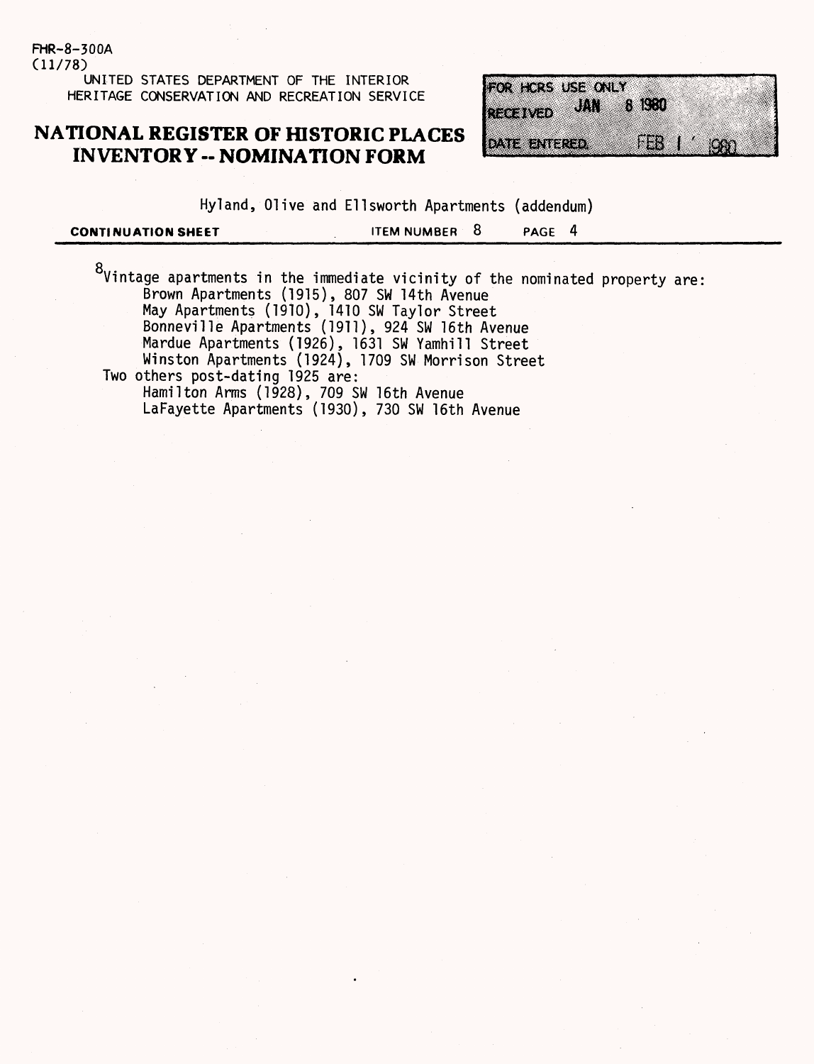FHR-8-300A
(11/78)

UNITED STATES DEPARTMENT OF THE INTERIOR
HERITAGE CONSERVATION AND RECREATION SERVICE

# NATIONAL REGISTER OF HISTORIC PLACES INVENTORY -- NOMINATION FORM

FOR HCRS USE ONLY
RECEIVED JAN 8 1980
DATE ENTERED FEB 1 1980

Hyland, Olive and Ellsworth Apartments (addendum)

**CONTINUATION SHEET** ITEM NUMBER 8 PAGE 4

[8] Vintage apartments in the immediate vicinity of the nominated property are:

- Brown Apartments (1915), 807 SW 14th Avenue
- May Apartments (1910), 1410 SW Taylor Street
- Bonneville Apartments (1911), 924 SW 16th Avenue
- Mardue Apartments (1926), 1631 SW Yamhill Street
- Winston Apartments (1924), 1709 SW Morrison Street

Two others post-dating 1925 are:

- Hamilton Arms (1928), 709 SW 16th Avenue
- LaFayette Apartments (1930), 730 SW 16th Avenue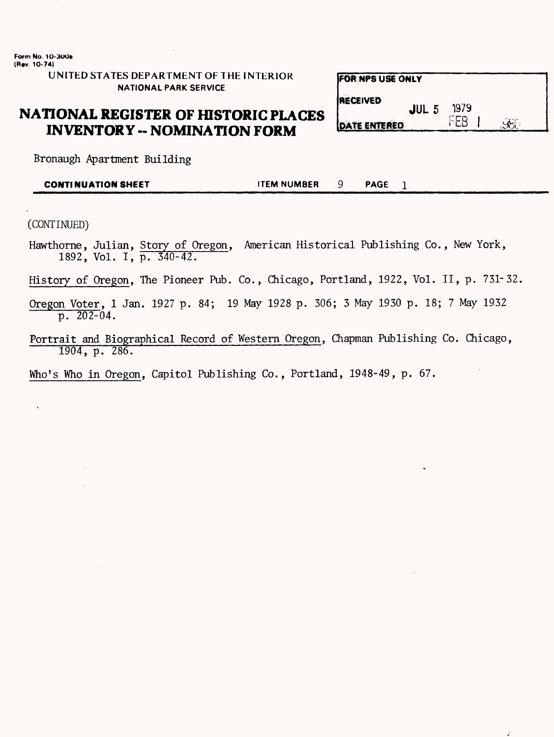Form No. 10-300a
(Rev. 10-74)

UNITED STATES DEPARTMENT OF THE INTERIOR
NATIONAL PARK SERVICE

# NATIONAL REGISTER OF HISTORIC PLACES INVENTORY -- NOMINATION FORM

| FOR NPS USE ONLY | |
|---|---|
| RECEIVED | JUL 5 1979 |
| DATE ENTERED | FEB 1 1980 |

Bronaugh Apartment Building

**CONTINUATION SHEET** ITEM NUMBER 9 PAGE 1

(CONTINUED)

Hawthorne, Julian, Story of Oregon, American Historical Publishing Co., New York, 1892, Vol. I, p. 340-42.

History of Oregon, The Pioneer Pub. Co., Chicago, Portland, 1922, Vol. II, p. 731-32.

Oregon Voter, 1 Jan. 1927 p. 84; 19 May 1928 p. 306; 3 May 1930 p. 18; 7 May 1932 p. 202-04.

Portrait and Biographical Record of Western Oregon, Chapman Publishing Co. Chicago, 1904, p. 286.

Who's Who in Oregon, Capitol Publishing Co., Portland, 1948-49, p. 67.